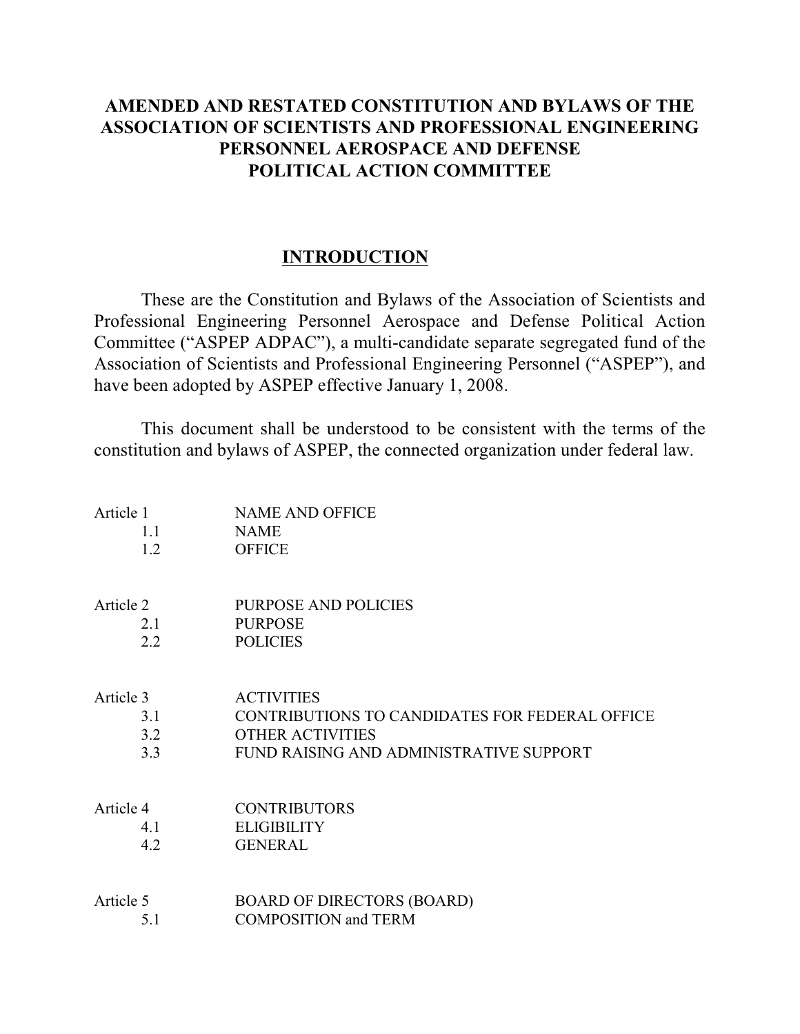# AMENDED AND RESTATED CONSTITUTION AND BYLAWS OF THE ASSOCIATION OF SCIENTISTS AND PROFESSIONAL ENGINEERING PERSONNEL AEROSPACE AND DEFENSE POLITICAL ACTION COMMITTEE

## INTRODUCTION

These are the Constitution and Bylaws of the Association of Scientists and Professional Engineering Personnel Aerospace and Defense Political Action Committee ("ASPEP ADPAC"), a multi-candidate separate segregated fund of the Association of Scientists and Professional Engineering Personnel ("ASPEP"), and have been adopted by ASPEP effective January 1, 2008.

This document shall be understood to be consistent with the terms of the constitution and bylaws of ASPEP, the connected organization under federal law.

| | |
|---|---|
| Article 1 | NAME AND OFFICE |
| 1.1 | NAME |
| 1.2 | OFFICE |
| | |
| Article 2 | PURPOSE AND POLICIES |
| 2.1 | PURPOSE |
| 2.2 | POLICIES |
| | |
| Article 3 | ACTIVITIES |
| 3.1 | CONTRIBUTIONS TO CANDIDATES FOR FEDERAL OFFICE |
| 3.2 | OTHER ACTIVITIES |
| 3.3 | FUND RAISING AND ADMINISTRATIVE SUPPORT |
| | |
| Article 4 | CONTRIBUTORS |
| 4.1 | ELIGIBILITY |
| 4.2 | GENERAL |
| | |
| Article 5 | BOARD OF DIRECTORS (BOARD) |
| 5.1 | COMPOSITION and TERM |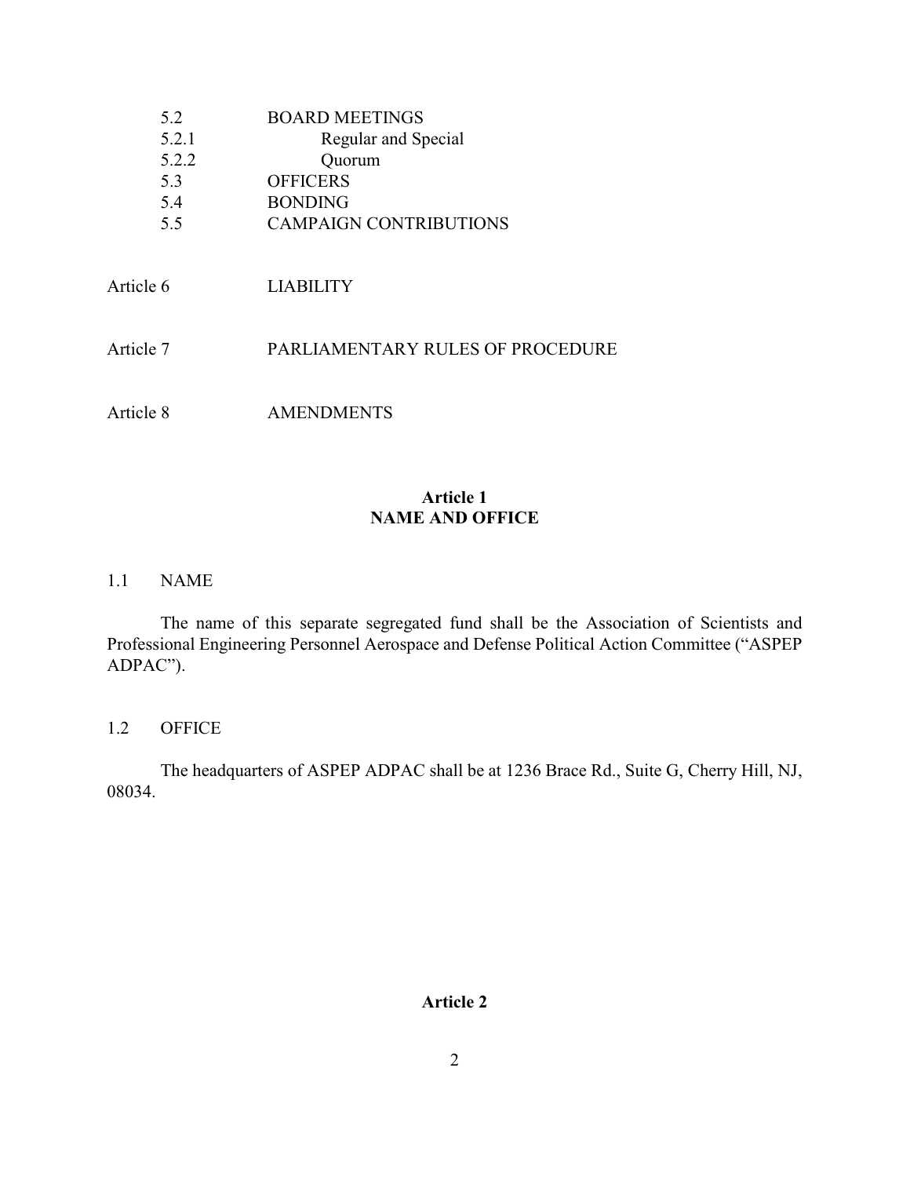| | |
|---|---|
| 5.2 | BOARD MEETINGS |
| 5.2.1 | Regular and Special |
| 5.2.2 | Quorum |
| 5.3 | OFFICERS |
| 5.4 | BONDING |
| 5.5 | CAMPAIGN CONTRIBUTIONS |

| | |
|---|---|
| Article 6 | LIABILITY |
| Article 7 | PARLIAMENTARY RULES OF PROCEDURE |
| Article 8 | AMENDMENTS |

## Article 1
## NAME AND OFFICE

### 1.1 NAME

The name of this separate segregated fund shall be the Association of Scientists and Professional Engineering Personnel Aerospace and Defense Political Action Committee ("ASPEP ADPAC").

### 1.2 OFFICE

The headquarters of ASPEP ADPAC shall be at 1236 Brace Rd., Suite G, Cherry Hill, NJ, 08034.

## Article 2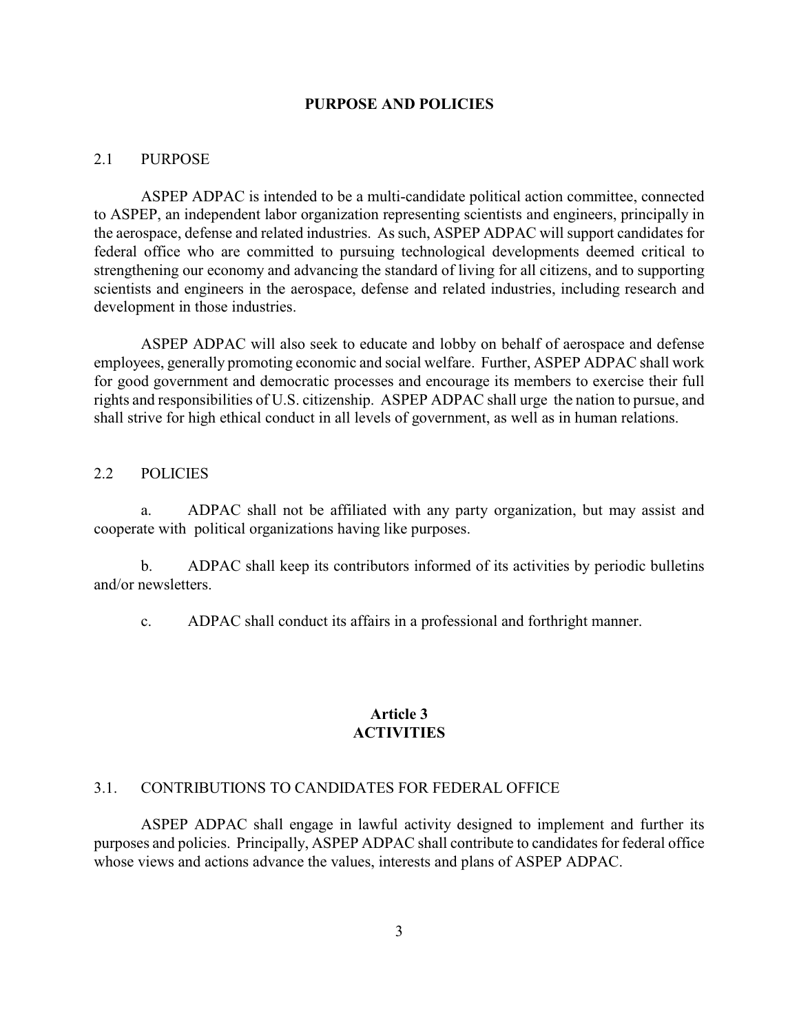## PURPOSE AND POLICIES

### 2.1 PURPOSE

ASPEP ADPAC is intended to be a multi-candidate political action committee, connected to ASPEP, an independent labor organization representing scientists and engineers, principally in the aerospace, defense and related industries. As such, ASPEP ADPAC will support candidates for federal office who are committed to pursuing technological developments deemed critical to strengthening our economy and advancing the standard of living for all citizens, and to supporting scientists and engineers in the aerospace, defense and related industries, including research and development in those industries.

ASPEP ADPAC will also seek to educate and lobby on behalf of aerospace and defense employees, generally promoting economic and social welfare. Further, ASPEP ADPAC shall work for good government and democratic processes and encourage its members to exercise their full rights and responsibilities of U.S. citizenship. ASPEP ADPAC shall urge the nation to pursue, and shall strive for high ethical conduct in all levels of government, as well as in human relations.

### 2.2 POLICIES

a. ADPAC shall not be affiliated with any party organization, but may assist and cooperate with political organizations having like purposes.

b. ADPAC shall keep its contributors informed of its activities by periodic bulletins and/or newsletters.

c. ADPAC shall conduct its affairs in a professional and forthright manner.

## Article 3
## ACTIVITIES

### 3.1. CONTRIBUTIONS TO CANDIDATES FOR FEDERAL OFFICE

ASPEP ADPAC shall engage in lawful activity designed to implement and further its purposes and policies. Principally, ASPEP ADPAC shall contribute to candidates for federal office whose views and actions advance the values, interests and plans of ASPEP ADPAC.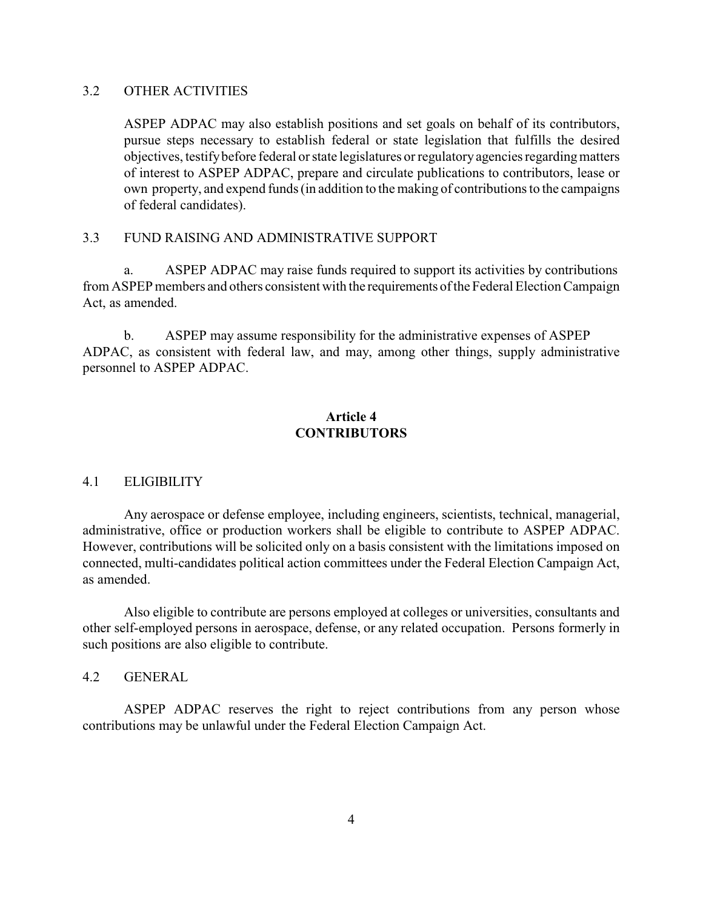### 3.2 OTHER ACTIVITIES

ASPEP ADPAC may also establish positions and set goals on behalf of its contributors, pursue steps necessary to establish federal or state legislation that fulfills the desired objectives, testify before federal or state legislatures or regulatory agencies regarding matters of interest to ASPEP ADPAC, prepare and circulate publications to contributors, lease or own property, and expend funds (in addition to the making of contributions to the campaigns of federal candidates).

### 3.3 FUND RAISING AND ADMINISTRATIVE SUPPORT

a. ASPEP ADPAC may raise funds required to support its activities by contributions from ASPEP members and others consistent with the requirements of the Federal Election Campaign Act, as amended.

b. ASPEP may assume responsibility for the administrative expenses of ASPEP ADPAC, as consistent with federal law, and may, among other things, supply administrative personnel to ASPEP ADPAC.

## Article 4
## CONTRIBUTORS

### 4.1 ELIGIBILITY

Any aerospace or defense employee, including engineers, scientists, technical, managerial, administrative, office or production workers shall be eligible to contribute to ASPEP ADPAC. However, contributions will be solicited only on a basis consistent with the limitations imposed on connected, multi-candidates political action committees under the Federal Election Campaign Act, as amended.

Also eligible to contribute are persons employed at colleges or universities, consultants and other self-employed persons in aerospace, defense, or any related occupation. Persons formerly in such positions are also eligible to contribute.

### 4.2 GENERAL

ASPEP ADPAC reserves the right to reject contributions from any person whose contributions may be unlawful under the Federal Election Campaign Act.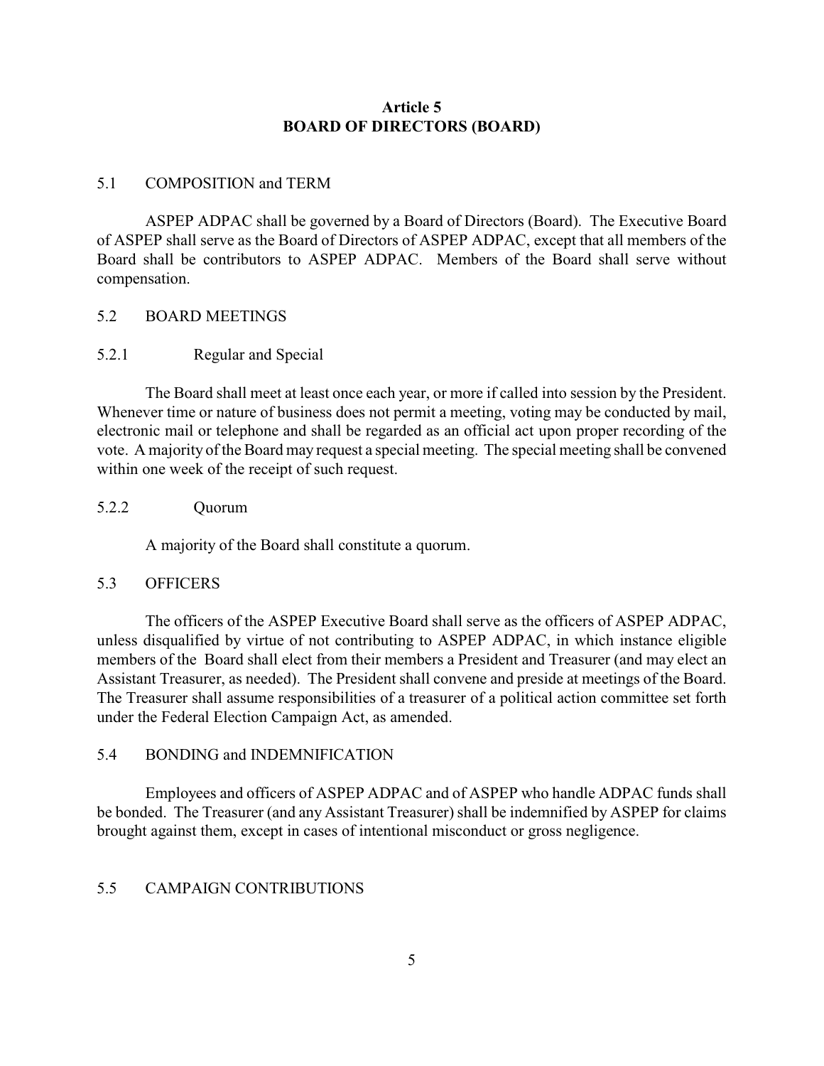## Article 5
## BOARD OF DIRECTORS (BOARD)

### 5.1 COMPOSITION and TERM

ASPEP ADPAC shall be governed by a Board of Directors (Board). The Executive Board of ASPEP shall serve as the Board of Directors of ASPEP ADPAC, except that all members of the Board shall be contributors to ASPEP ADPAC. Members of the Board shall serve without compensation.

### 5.2 BOARD MEETINGS

#### 5.2.1 Regular and Special

The Board shall meet at least once each year, or more if called into session by the President. Whenever time or nature of business does not permit a meeting, voting may be conducted by mail, electronic mail or telephone and shall be regarded as an official act upon proper recording of the vote. A majority of the Board may request a special meeting. The special meeting shall be convened within one week of the receipt of such request.

#### 5.2.2 Quorum

A majority of the Board shall constitute a quorum.

### 5.3 OFFICERS

The officers of the ASPEP Executive Board shall serve as the officers of ASPEP ADPAC, unless disqualified by virtue of not contributing to ASPEP ADPAC, in which instance eligible members of the Board shall elect from their members a President and Treasurer (and may elect an Assistant Treasurer, as needed). The President shall convene and preside at meetings of the Board. The Treasurer shall assume responsibilities of a treasurer of a political action committee set forth under the Federal Election Campaign Act, as amended.

### 5.4 BONDING and INDEMNIFICATION

Employees and officers of ASPEP ADPAC and of ASPEP who handle ADPAC funds shall be bonded. The Treasurer (and any Assistant Treasurer) shall be indemnified by ASPEP for claims brought against them, except in cases of intentional misconduct or gross negligence.

### 5.5 CAMPAIGN CONTRIBUTIONS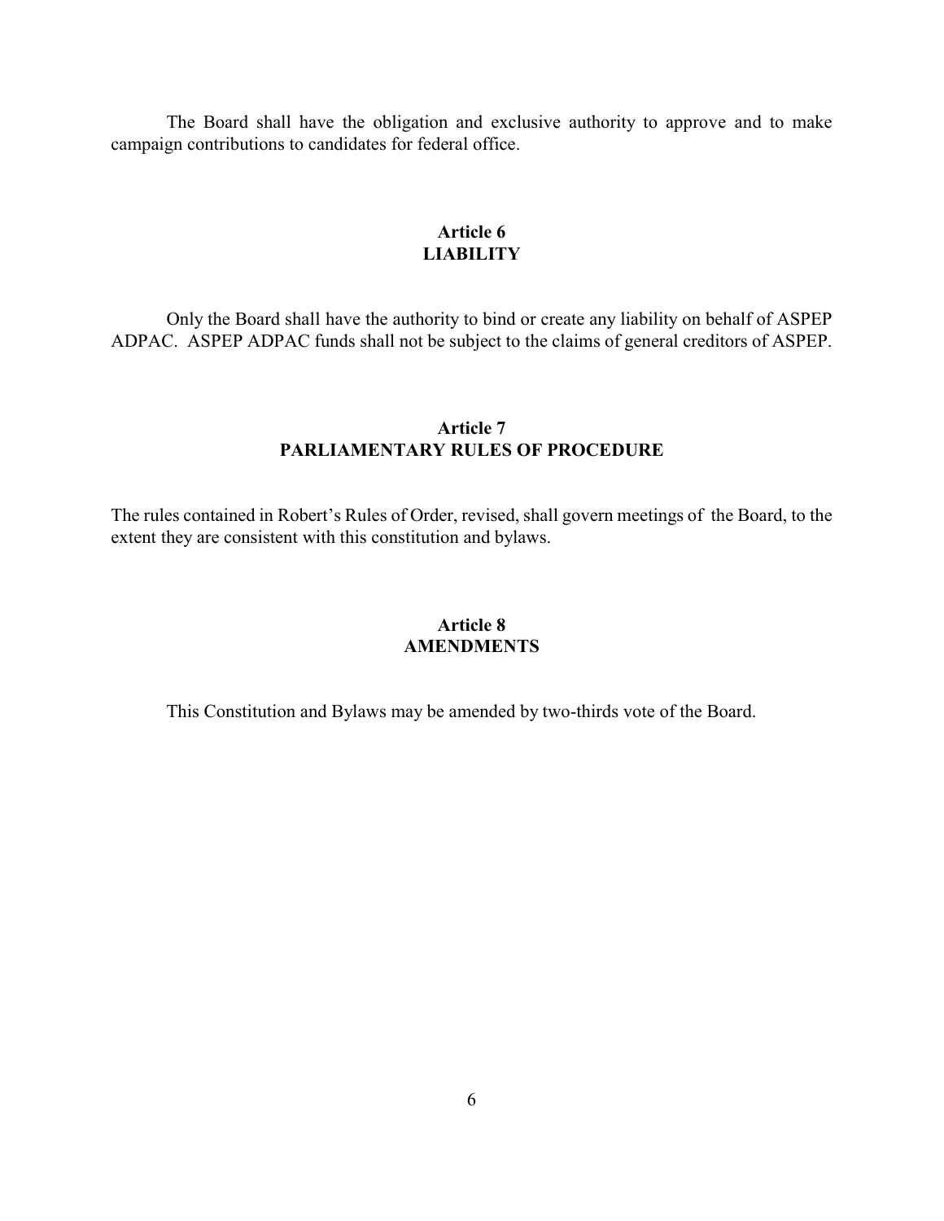The Board shall have the obligation and exclusive authority to approve and to make campaign contributions to candidates for federal office.

## Article 6
## LIABILITY

Only the Board shall have the authority to bind or create any liability on behalf of ASPEP ADPAC. ASPEP ADPAC funds shall not be subject to the claims of general creditors of ASPEP.

## Article 7
## PARLIAMENTARY RULES OF PROCEDURE

The rules contained in Robert's Rules of Order, revised, shall govern meetings of the Board, to the extent they are consistent with this constitution and bylaws.

## Article 8
## AMENDMENTS

This Constitution and Bylaws may be amended by two-thirds vote of the Board.